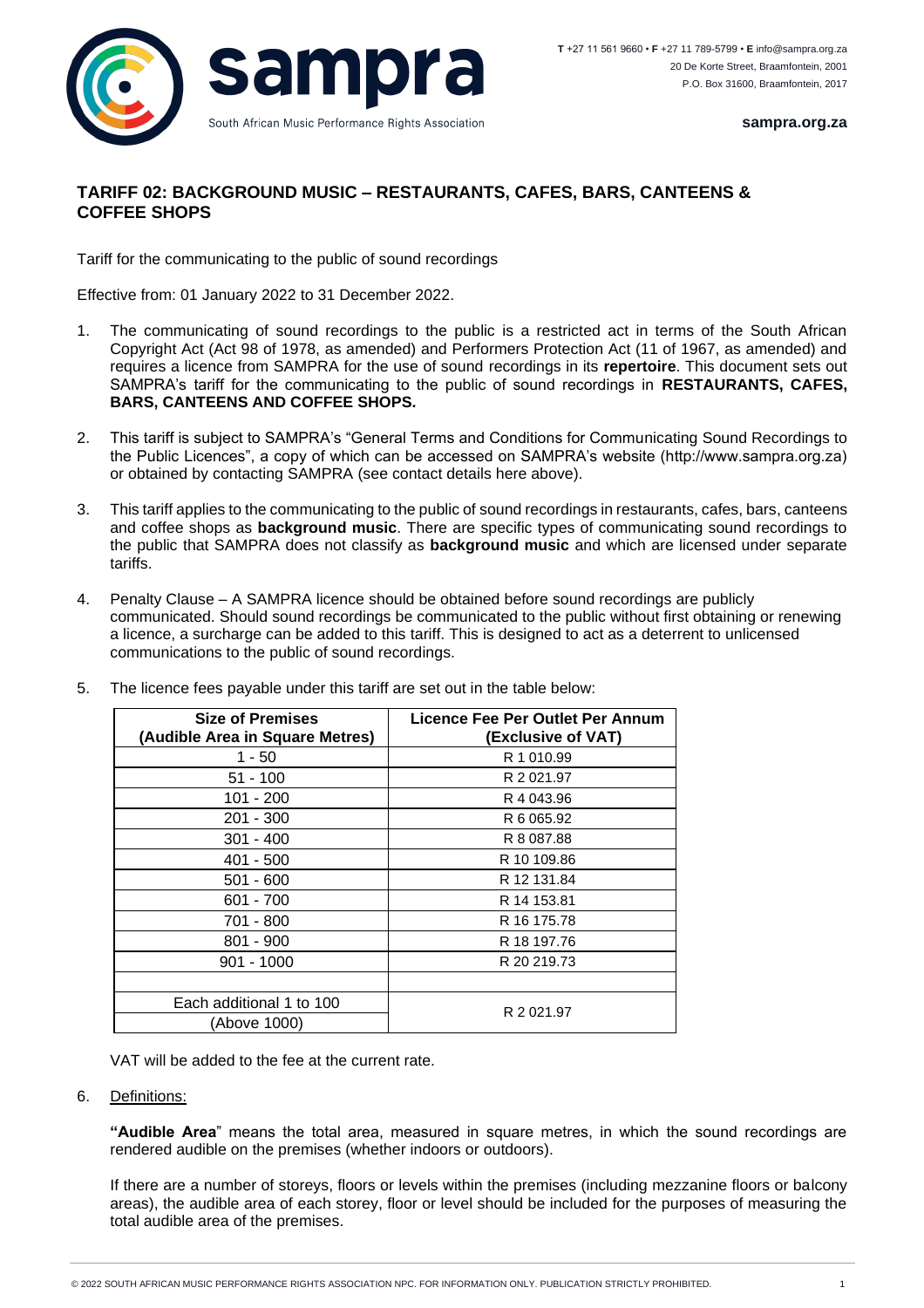sampra

South African Music Performance Rights Association

**T** +27 11 561 9660 • **F** +27 11 789-5799 • **E** info@sampra.org.za
20 De Korte Street, Braamfontein, 2001
P.O. Box 31600, Braamfontein, 2017

**sampra.org.za**

## TARIFF 02: BACKGROUND MUSIC – RESTAURANTS, CAFES, BARS, CANTEENS & COFFEE SHOPS

Tariff for the communicating to the public of sound recordings

Effective from: 01 January 2022 to 31 December 2022.

1. The communicating of sound recordings to the public is a restricted act in terms of the South African Copyright Act (Act 98 of 1978, as amended) and Performers Protection Act (11 of 1967, as amended) and requires a licence from SAMPRA for the use of sound recordings in its **repertoire**. This document sets out SAMPRA's tariff for the communicating to the public of sound recordings in **RESTAURANTS, CAFES, BARS, CANTEENS AND COFFEE SHOPS.**

2. This tariff is subject to SAMPRA's "General Terms and Conditions for Communicating Sound Recordings to the Public Licences", a copy of which can be accessed on SAMPRA's website (http://www.sampra.org.za) or obtained by contacting SAMPRA (see contact details here above).

3. This tariff applies to the communicating to the public of sound recordings in restaurants, cafes, bars, canteens and coffee shops as **background music**. There are specific types of communicating sound recordings to the public that SAMPRA does not classify as **background music** and which are licensed under separate tariffs.

4. Penalty Clause – A SAMPRA licence should be obtained before sound recordings are publicly communicated. Should sound recordings be communicated to the public without first obtaining or renewing a licence, a surcharge can be added to this tariff. This is designed to act as a deterrent to unlicensed communications to the public of sound recordings.

5. The licence fees payable under this tariff are set out in the table below:

| Size of Premises (Audible Area in Square Metres) | Licence Fee Per Outlet Per Annum (Exclusive of VAT) |
|---|---|
| 1 - 50 | R 1 010.99 |
| 51 - 100 | R 2 021.97 |
| 101 - 200 | R 4 043.96 |
| 201 - 300 | R 6 065.92 |
| 301 - 400 | R 8 087.88 |
| 401 - 500 | R 10 109.86 |
| 501 - 600 | R 12 131.84 |
| 601 - 700 | R 14 153.81 |
| 701 - 800 | R 16 175.78 |
| 801 - 900 | R 18 197.76 |
| 901 - 1000 | R 20 219.73 |
| | |
| Each additional 1 to 100 (Above 1000) | R 2 021.97 |

VAT will be added to the fee at the current rate.

6. Definitions:

**"Audible Area"** means the total area, measured in square metres, in which the sound recordings are rendered audible on the premises (whether indoors or outdoors).

If there are a number of storeys, floors or levels within the premises (including mezzanine floors or balcony areas), the audible area of each storey, floor or level should be included for the purposes of measuring the total audible area of the premises.

© 2022 SOUTH AFRICAN MUSIC PERFORMANCE RIGHTS ASSOCIATION NPC. FOR INFORMATION ONLY. PUBLICATION STRICTLY PROHIBITED.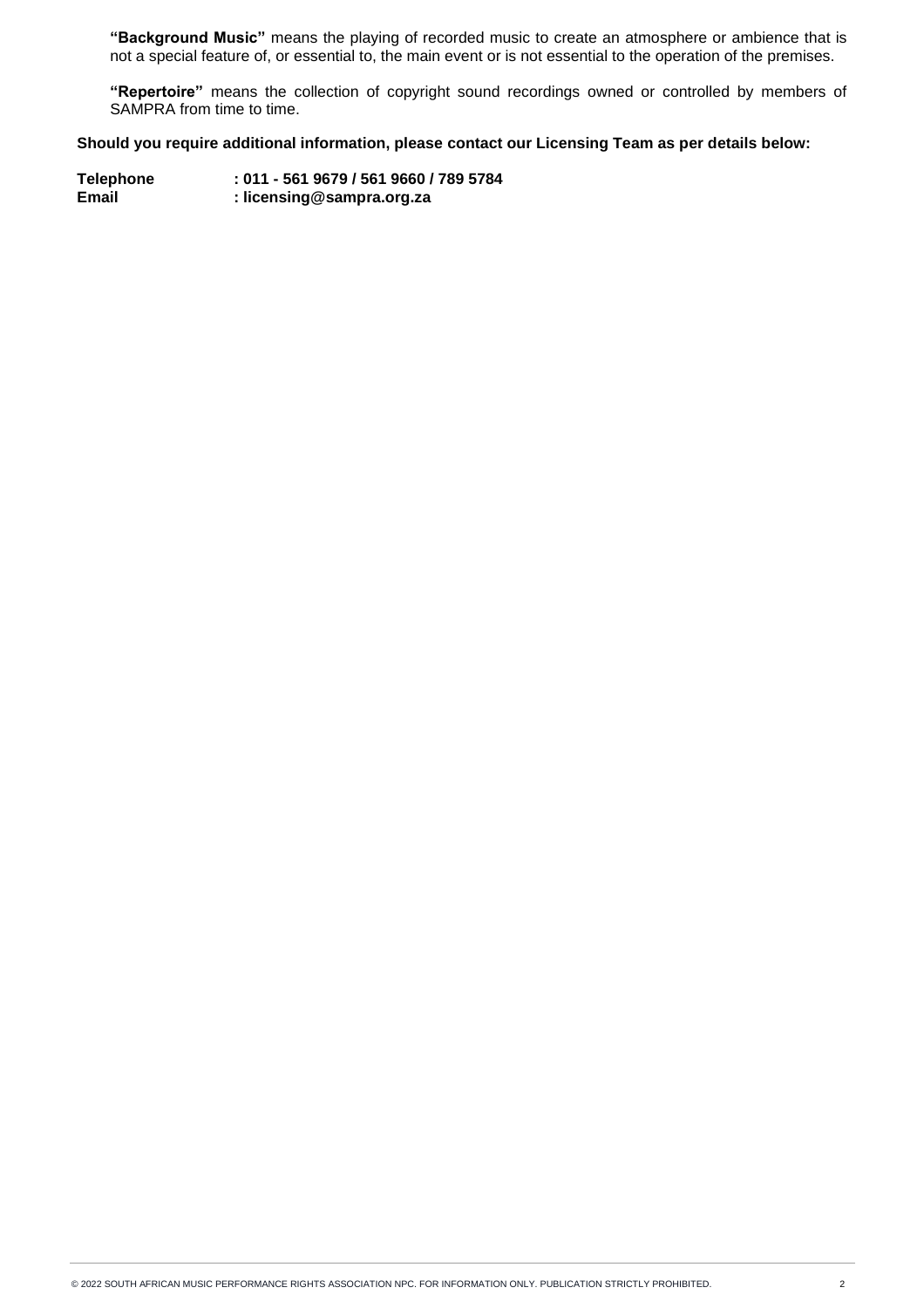**"Background Music"** means the playing of recorded music to create an atmosphere or ambience that is not a special feature of, or essential to, the main event or is not essential to the operation of the premises.

**"Repertoire"** means the collection of copyright sound recordings owned or controlled by members of SAMPRA from time to time.

**Should you require additional information, please contact our Licensing Team as per details below:**

**Telephone : 011 - 561 9679 / 561 9660 / 789 5784**
**Email : licensing@sampra.org.za**

© 2022 SOUTH AFRICAN MUSIC PERFORMANCE RIGHTS ASSOCIATION NPC. FOR INFORMATION ONLY. PUBLICATION STRICTLY PROHIBITED.